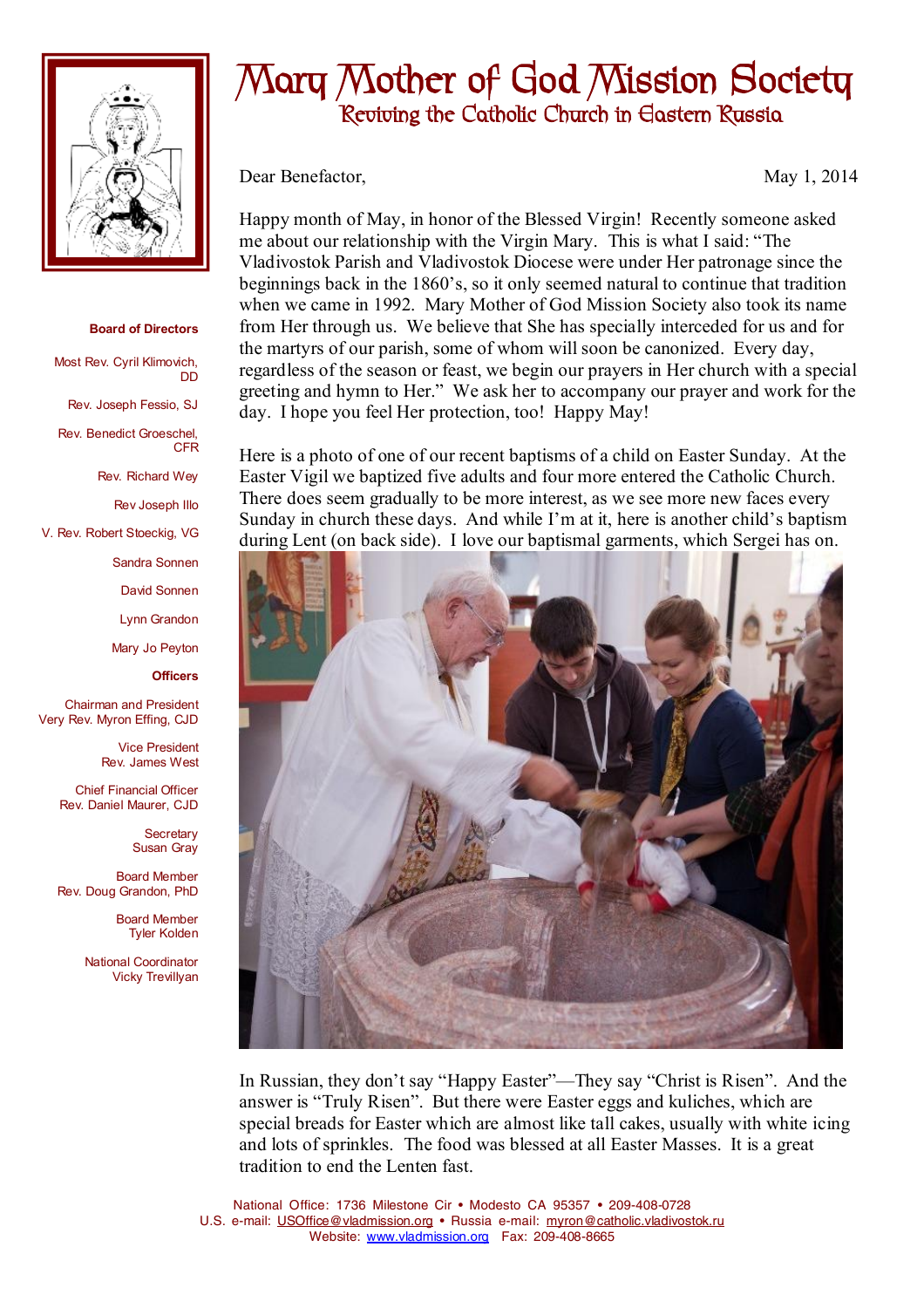# Mary Mother of God Mission Society

## Reviving the Catholic Church in Eastern Russia

**Board of Directors**

Most Rev. Cyril Klimovich, DD

Rev. Joseph Fessio, SJ

Rev. Benedict Groeschel, CFR

Rev. Richard Wey

Rev Joseph Illo

V. Rev. Robert Stoeckig, VG

Sandra Sonnen

David Sonnen

Lynn Grandon

Mary Jo Peyton

**Officers**

Chairman and President
Very Rev. Myron Effing, CJD

Vice President
Rev. James West

Chief Financial Officer
Rev. Daniel Maurer, CJD

Secretary
Susan Gray

Board Member
Rev. Doug Grandon, PhD

Board Member
Tyler Kolden

National Coordinator
Vicky Trevillyan

Dear Benefactor, May 1, 2014

Happy month of May, in honor of the Blessed Virgin! Recently someone asked me about our relationship with the Virgin Mary. This is what I said: "The Vladivostok Parish and Vladivostok Diocese were under Her patronage since the beginnings back in the 1860's, so it only seemed natural to continue that tradition when we came in 1992. Mary Mother of God Mission Society also took its name from Her through us. We believe that She has specially interceded for us and for the martyrs of our parish, some of whom will soon be canonized. Every day, regardless of the season or feast, we begin our prayers in Her church with a special greeting and hymn to Her." We ask her to accompany our prayer and work for the day. I hope you feel Her protection, too! Happy May!

Here is a photo of one of our recent baptisms of a child on Easter Sunday. At the Easter Vigil we baptized five adults and four more entered the Catholic Church. There does seem gradually to be more interest, as we see more new faces every Sunday in church these days. And while I'm at it, here is another child's baptism during Lent (on back side). I love our baptismal garments, which Sergei has on.

In Russian, they don't say "Happy Easter"—They say "Christ is Risen". And the answer is "Truly Risen". But there were Easter eggs and kuliches, which are special breads for Easter which are almost like tall cakes, usually with white icing and lots of sprinkles. The food was blessed at all Easter Masses. It is a great tradition to end the Lenten fast.

National Office: 1736 Milestone Cir • Modesto CA 95357 • 209-408-0728
U.S. e-mail: USOffice@vladmission.org • Russia e-mail: myron@catholic.vladivostok.ru
Website: www.vladmission.org Fax: 209-408-8665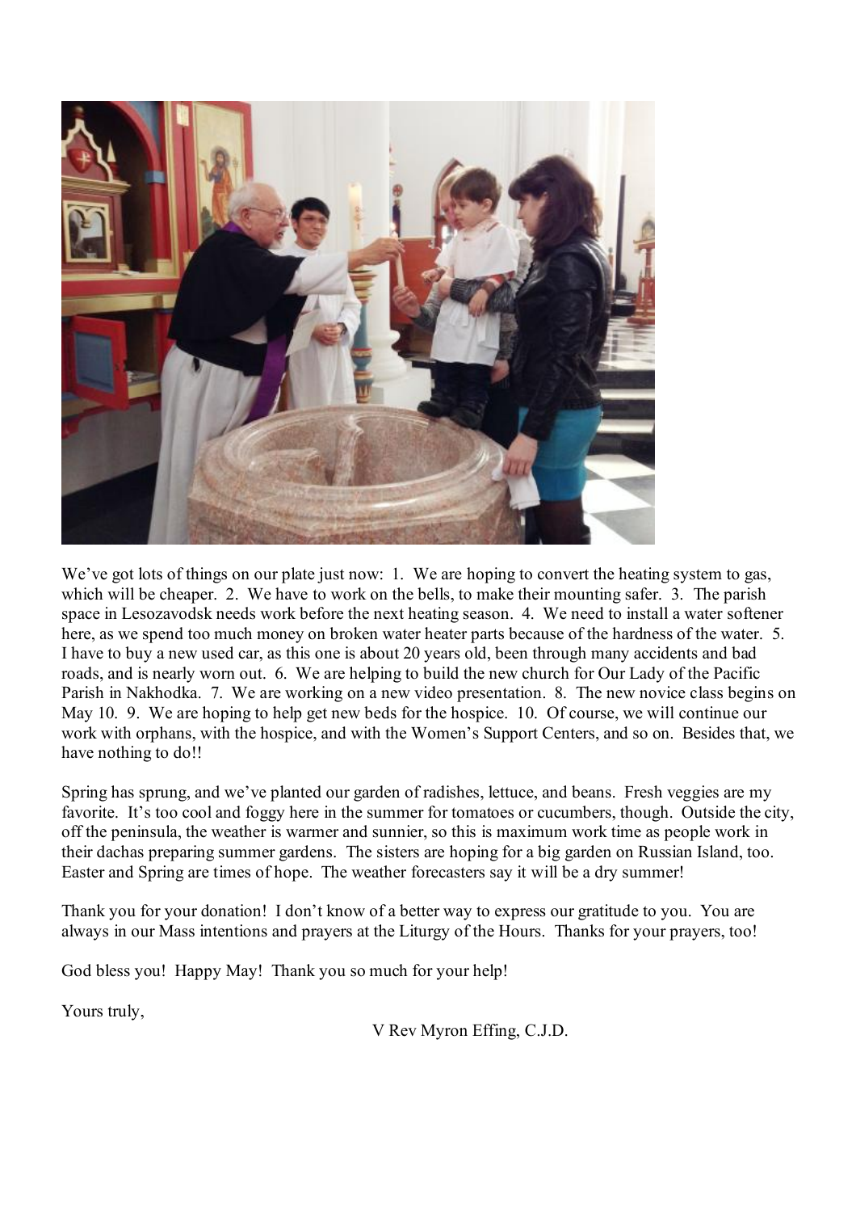We've got lots of things on our plate just now: 1. We are hoping to convert the heating system to gas, which will be cheaper. 2. We have to work on the bells, to make their mounting safer. 3. The parish space in Lesozavodsk needs work before the next heating season. 4. We need to install a water softener here, as we spend too much money on broken water heater parts because of the hardness of the water. 5. I have to buy a new used car, as this one is about 20 years old, been through many accidents and bad roads, and is nearly worn out. 6. We are helping to build the new church for Our Lady of the Pacific Parish in Nakhodka. 7. We are working on a new video presentation. 8. The new novice class begins on May 10. 9. We are hoping to help get new beds for the hospice. 10. Of course, we will continue our work with orphans, with the hospice, and with the Women's Support Centers, and so on. Besides that, we have nothing to do!!

Spring has sprung, and we've planted our garden of radishes, lettuce, and beans. Fresh veggies are my favorite. It's too cool and foggy here in the summer for tomatoes or cucumbers, though. Outside the city, off the peninsula, the weather is warmer and sunnier, so this is maximum work time as people work in their dachas preparing summer gardens. The sisters are hoping for a big garden on Russian Island, too. Easter and Spring are times of hope. The weather forecasters say it will be a dry summer!

Thank you for your donation! I don't know of a better way to express our gratitude to you. You are always in our Mass intentions and prayers at the Liturgy of the Hours. Thanks for your prayers, too!

God bless you! Happy May! Thank you so much for your help!

Yours truly,

V Rev Myron Effing, C.J.D.